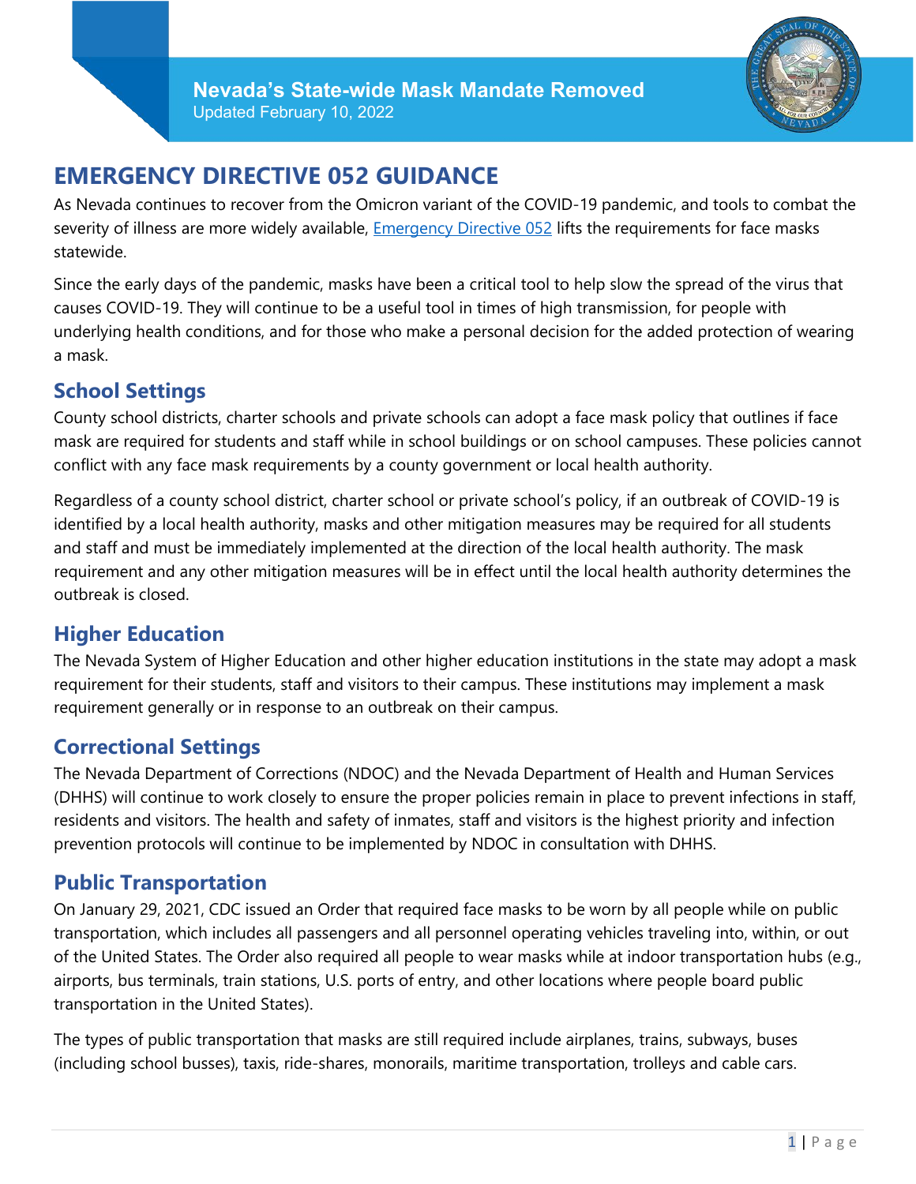# Nevada's State-wide Mask Mandate Removed

Updated February 10, 2022

## EMERGENCY DIRECTIVE 052 GUIDANCE

As Nevada continues to recover from the Omicron variant of the COVID-19 pandemic, and tools to combat the severity of illness are more widely available, Emergency Directive 052 lifts the requirements for face masks statewide.

Since the early days of the pandemic, masks have been a critical tool to help slow the spread of the virus that causes COVID-19. They will continue to be a useful tool in times of high transmission, for people with underlying health conditions, and for those who make a personal decision for the added protection of wearing a mask.

### School Settings

County school districts, charter schools and private schools can adopt a face mask policy that outlines if face mask are required for students and staff while in school buildings or on school campuses. These policies cannot conflict with any face mask requirements by a county government or local health authority.

Regardless of a county school district, charter school or private school's policy, if an outbreak of COVID-19 is identified by a local health authority, masks and other mitigation measures may be required for all students and staff and must be immediately implemented at the direction of the local health authority. The mask requirement and any other mitigation measures will be in effect until the local health authority determines the outbreak is closed.

### Higher Education

The Nevada System of Higher Education and other higher education institutions in the state may adopt a mask requirement for their students, staff and visitors to their campus. These institutions may implement a mask requirement generally or in response to an outbreak on their campus.

### Correctional Settings

The Nevada Department of Corrections (NDOC) and the Nevada Department of Health and Human Services (DHHS) will continue to work closely to ensure the proper policies remain in place to prevent infections in staff, residents and visitors. The health and safety of inmates, staff and visitors is the highest priority and infection prevention protocols will continue to be implemented by NDOC in consultation with DHHS.

### Public Transportation

On January 29, 2021, CDC issued an Order that required face masks to be worn by all people while on public transportation, which includes all passengers and all personnel operating vehicles traveling into, within, or out of the United States. The Order also required all people to wear masks while at indoor transportation hubs (e.g., airports, bus terminals, train stations, U.S. ports of entry, and other locations where people board public transportation in the United States).

The types of public transportation that masks are still required include airplanes, trains, subways, buses (including school busses), taxis, ride-shares, monorails, maritime transportation, trolleys and cable cars.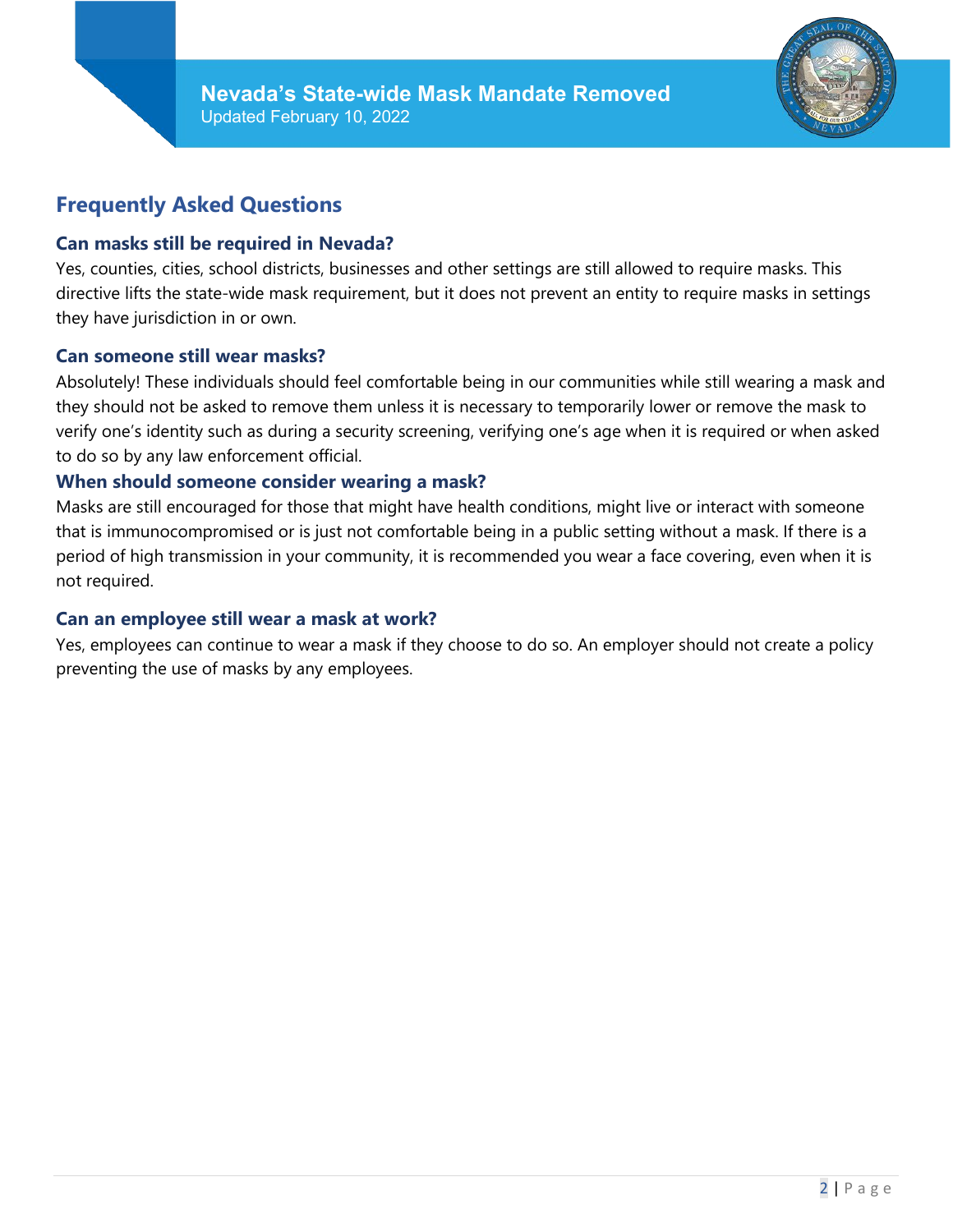# Nevada's State-wide Mask Mandate Removed

Updated February 10, 2022

## Frequently Asked Questions

### Can masks still be required in Nevada?

Yes, counties, cities, school districts, businesses and other settings are still allowed to require masks. This directive lifts the state-wide mask requirement, but it does not prevent an entity to require masks in settings they have jurisdiction in or own.

### Can someone still wear masks?

Absolutely! These individuals should feel comfortable being in our communities while still wearing a mask and they should not be asked to remove them unless it is necessary to temporarily lower or remove the mask to verify one's identity such as during a security screening, verifying one's age when it is required or when asked to do so by any law enforcement official.

### When should someone consider wearing a mask?

Masks are still encouraged for those that might have health conditions, might live or interact with someone that is immunocompromised or is just not comfortable being in a public setting without a mask. If there is a period of high transmission in your community, it is recommended you wear a face covering, even when it is not required.

### Can an employee still wear a mask at work?

Yes, employees can continue to wear a mask if they choose to do so. An employer should not create a policy preventing the use of masks by any employees.